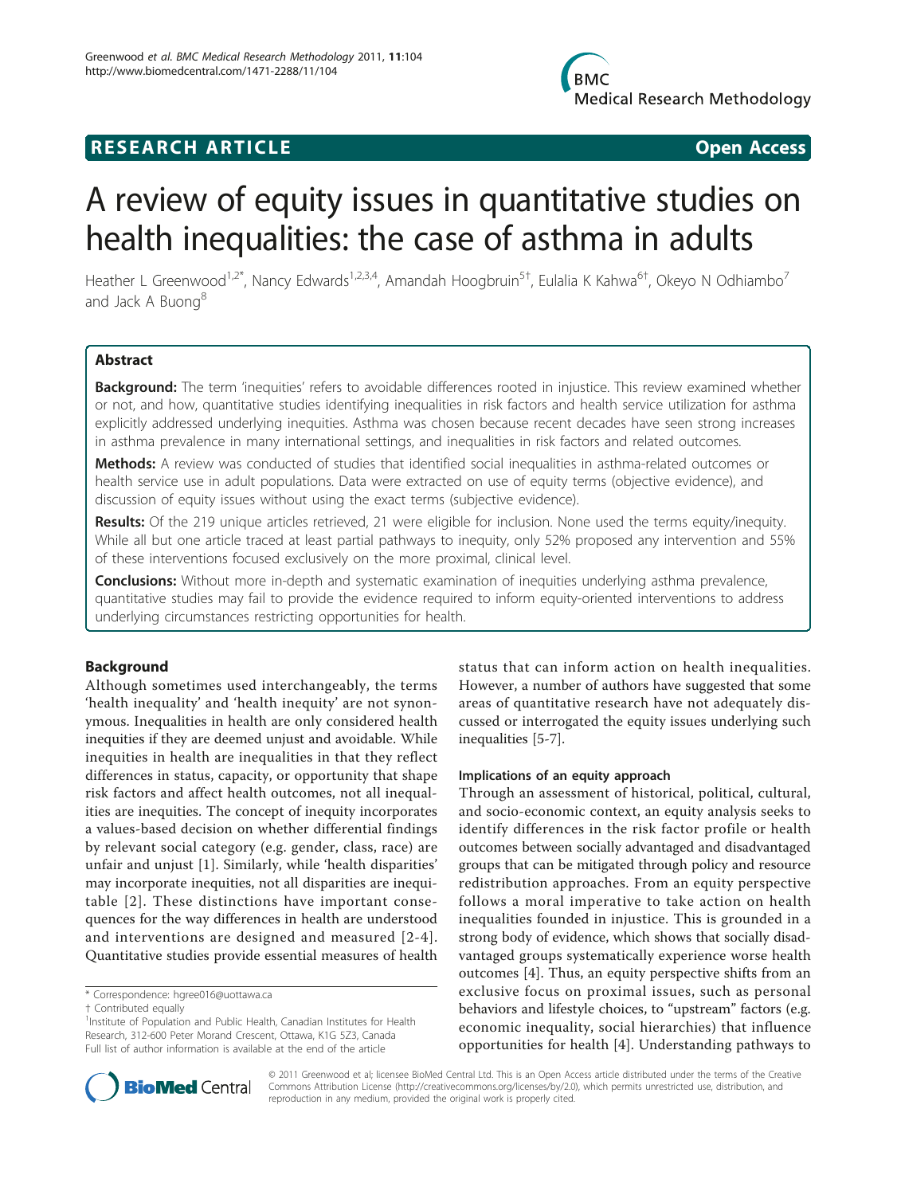RESEARCH ARTICLE **Open Access**

# A review of equity issues in quantitative studies on health inequalities: the case of asthma in adults

Heather L Greenwood[1,2*], Nancy Edwards[1,2,3,4], Amandah Hoogbruin[5†], Eulalia K Kahwa[6†], Okeyo N Odhiambo[7] and Jack A Buong[8]

## Abstract

**Background:** The term 'inequities' refers to avoidable differences rooted in injustice. This review examined whether or not, and how, quantitative studies identifying inequalities in risk factors and health service utilization for asthma explicitly addressed underlying inequities. Asthma was chosen because recent decades have seen strong increases in asthma prevalence in many international settings, and inequalities in risk factors and related outcomes.

**Methods:** A review was conducted of studies that identified social inequalities in asthma-related outcomes or health service use in adult populations. Data were extracted on use of equity terms (objective evidence), and discussion of equity issues without using the exact terms (subjective evidence).

**Results:** Of the 219 unique articles retrieved, 21 were eligible for inclusion. None used the terms equity/inequity. While all but one article traced at least partial pathways to inequity, only 52% proposed any intervention and 55% of these interventions focused exclusively on the more proximal, clinical level.

**Conclusions:** Without more in-depth and systematic examination of inequities underlying asthma prevalence, quantitative studies may fail to provide the evidence required to inform equity-oriented interventions to address underlying circumstances restricting opportunities for health.

## Background

Although sometimes used interchangeably, the terms 'health inequality' and 'health inequity' are not synonymous. Inequalities in health are only considered health inequities if they are deemed unjust and avoidable. While inequities in health are inequalities in that they reflect differences in status, capacity, or opportunity that shape risk factors and affect health outcomes, not all inequalities are inequities. The concept of inequity incorporates a values-based decision on whether differential findings by relevant social category (e.g. gender, class, race) are unfair and unjust [1]. Similarly, while 'health disparities' may incorporate inequities, not all disparities are inequitable [2]. These distinctions have important consequences for the way differences in health are understood and interventions are designed and measured [2-4]. Quantitative studies provide essential measures of health status that can inform action on health inequalities. However, a number of authors have suggested that some areas of quantitative research have not adequately discussed or interrogated the equity issues underlying such inequalities [5-7].

### Implications of an equity approach

Through an assessment of historical, political, cultural, and socio-economic context, an equity analysis seeks to identify differences in the risk factor profile or health outcomes between socially advantaged and disadvantaged groups that can be mitigated through policy and resource redistribution approaches. From an equity perspective follows a moral imperative to take action on health inequalities founded in injustice. This is grounded in a strong body of evidence, which shows that socially disadvantaged groups systematically experience worse health outcomes [4]. Thus, an equity perspective shifts from an exclusive focus on proximal issues, such as personal behaviors and lifestyle choices, to "upstream" factors (e.g. economic inequality, social hierarchies) that influence opportunities for health [4]. Understanding pathways to

\* Correspondence: hgree016@uottawa.ca
† Contributed equally
[1]Institute of Population and Public Health, Canadian Institutes for Health Research, 312-600 Peter Morand Crescent, Ottawa, K1G 5Z3, Canada
Full list of author information is available at the end of the article

© 2011 Greenwood et al; licensee BioMed Central Ltd. This is an Open Access article distributed under the terms of the Creative Commons Attribution License (http://creativecommons.org/licenses/by/2.0), which permits unrestricted use, distribution, and reproduction in any medium, provided the original work is properly cited.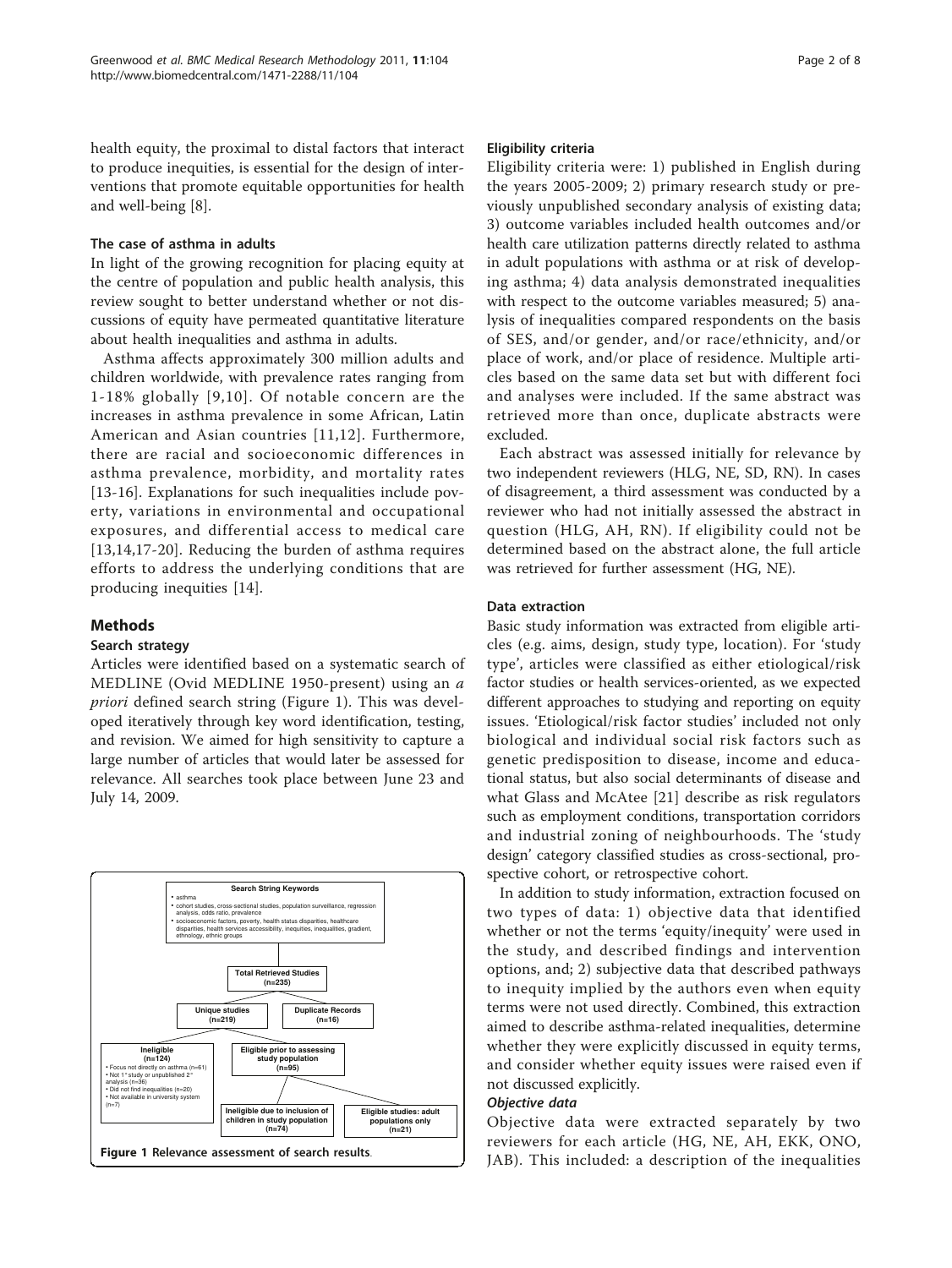health equity, the proximal to distal factors that interact to produce inequities, is essential for the design of interventions that promote equitable opportunities for health and well-being [8].

### The case of asthma in adults

In light of the growing recognition for placing equity at the centre of population and public health analysis, this review sought to better understand whether or not discussions of equity have permeated quantitative literature about health inequalities and asthma in adults.

Asthma affects approximately 300 million adults and children worldwide, with prevalence rates ranging from 1-18% globally [9,10]. Of notable concern are the increases in asthma prevalence in some African, Latin American and Asian countries [11,12]. Furthermore, there are racial and socioeconomic differences in asthma prevalence, morbidity, and mortality rates [13-16]. Explanations for such inequalities include poverty, variations in environmental and occupational exposures, and differential access to medical care [13,14,17-20]. Reducing the burden of asthma requires efforts to address the underlying conditions that are producing inequities [14].

## Methods

### Search strategy

Articles were identified based on a systematic search of MEDLINE (Ovid MEDLINE 1950-present) using an *a priori* defined search string (Figure 1). This was developed iteratively through key word identification, testing, and revision. We aimed for high sensitivity to capture a large number of articles that would later be assessed for relevance. All searches took place between June 23 and July 14, 2009.

**Search String Keywords**
- asthma
- cohort studies, cross-sectional studies, population surveillance, regression analysis, odds ratio, prevalence
- socioeconomic factors, poverty, health status disparities, healthcare disparities, health services accessibility, inequities, inequalities, gradient, ethnology, ethnic groups

**Total Retrieved Studies (n=235)**

**Unique studies (n=219)** | **Duplicate Records (n=16)**

**Ineligible (n=124)**
- Focus not directly on asthma (n=61)
- Not 1° study or unpublished 2° analysis (n=36)
- Did not find inequalities (n=20)
- Not available in university system (n=7)

**Eligible prior to assessing study population (n=95)**

**Ineligible due to inclusion of children in study population (n=74)** | **Eligible studies: adult populations only (n=21)**

**Figure 1 Relevance assessment of search results**.

### Eligibility criteria

Eligibility criteria were: 1) published in English during the years 2005-2009; 2) primary research study or previously unpublished secondary analysis of existing data; 3) outcome variables included health outcomes and/or health care utilization patterns directly related to asthma in adult populations with asthma or at risk of developing asthma; 4) data analysis demonstrated inequalities with respect to the outcome variables measured; 5) analysis of inequalities compared respondents on the basis of SES, and/or gender, and/or race/ethnicity, and/or place of work, and/or place of residence. Multiple articles based on the same data set but with different foci and analyses were included. If the same abstract was retrieved more than once, duplicate abstracts were excluded.

Each abstract was assessed initially for relevance by two independent reviewers (HLG, NE, SD, RN). In cases of disagreement, a third assessment was conducted by a reviewer who had not initially assessed the abstract in question (HLG, AH, RN). If eligibility could not be determined based on the abstract alone, the full article was retrieved for further assessment (HG, NE).

### Data extraction

Basic study information was extracted from eligible articles (e.g. aims, design, study type, location). For 'study type', articles were classified as either etiological/risk factor studies or health services-oriented, as we expected different approaches to studying and reporting on equity issues. 'Etiological/risk factor studies' included not only biological and individual social risk factors such as genetic predisposition to disease, income and educational status, but also social determinants of disease and what Glass and McAtee [21] describe as risk regulators such as employment conditions, transportation corridors and industrial zoning of neighbourhoods. The 'study design' category classified studies as cross-sectional, prospective cohort, or retrospective cohort.

In addition to study information, extraction focused on two types of data: 1) objective data that identified whether or not the terms 'equity/inequity' were used in the study, and described findings and intervention options, and; 2) subjective data that described pathways to inequity implied by the authors even when equity terms were not used directly. Combined, this extraction aimed to describe asthma-related inequalities, determine whether they were explicitly discussed in equity terms, and consider whether equity issues were raised even if not discussed explicitly.

#### *Objective data*

Objective data were extracted separately by two reviewers for each article (HG, NE, AH, EKK, ONO, JAB). This included: a description of the inequalities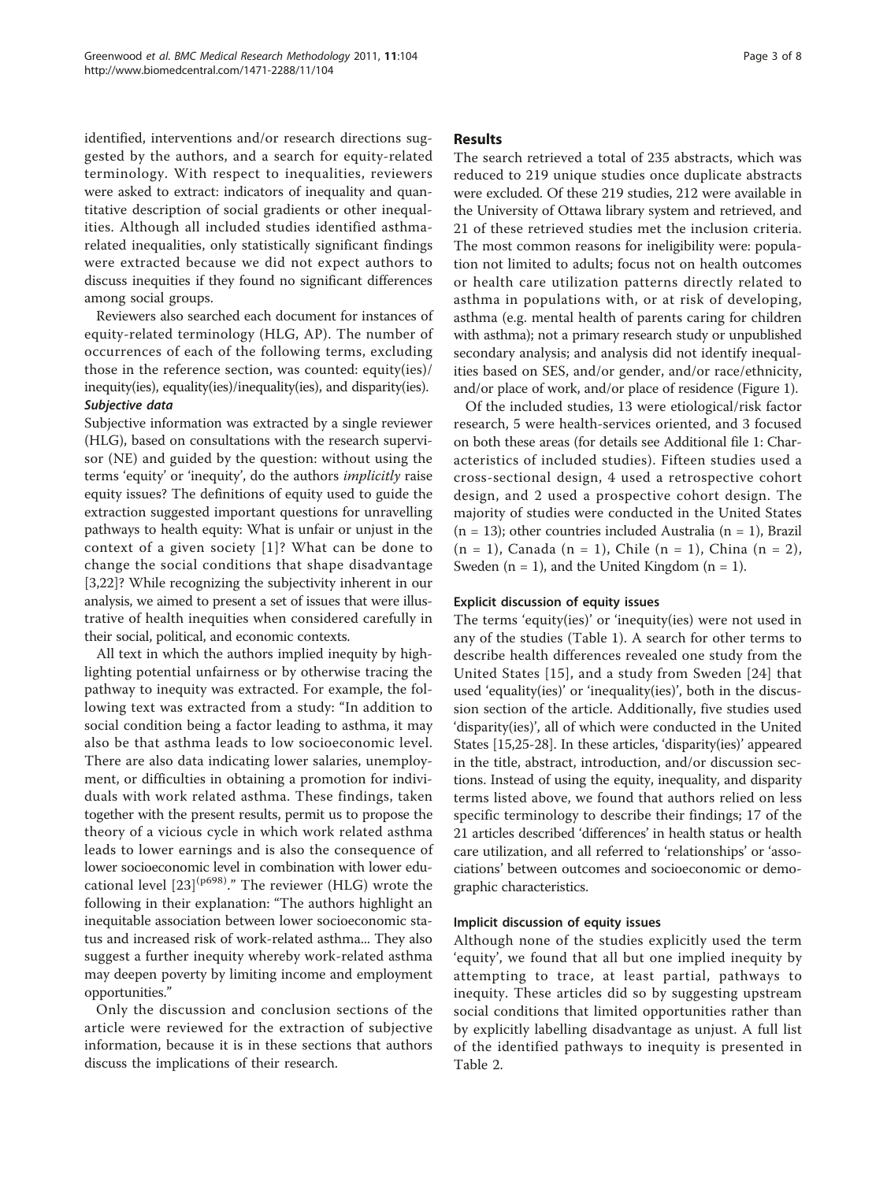identified, interventions and/or research directions suggested by the authors, and a search for equity-related terminology. With respect to inequalities, reviewers were asked to extract: indicators of inequality and quantitative description of social gradients or other inequalities. Although all included studies identified asthma-related inequalities, only statistically significant findings were extracted because we did not expect authors to discuss inequities if they found no significant differences among social groups.

Reviewers also searched each document for instances of equity-related terminology (HLG, AP). The number of occurrences of each of the following terms, excluding those in the reference section, was counted: equity(ies)/inequity(ies), equality(ies)/inequality(ies), and disparity(ies).

#### *Subjective data*

Subjective information was extracted by a single reviewer (HLG), based on consultations with the research supervisor (NE) and guided by the question: without using the terms 'equity' or 'inequity', do the authors *implicitly* raise equity issues? The definitions of equity used to guide the extraction suggested important questions for unravelling pathways to health equity: What is unfair or unjust in the context of a given society [1]? What can be done to change the social conditions that shape disadvantage [3,22]? While recognizing the subjectivity inherent in our analysis, we aimed to present a set of issues that were illustrative of health inequities when considered carefully in their social, political, and economic contexts.

All text in which the authors implied inequity by highlighting potential unfairness or by otherwise tracing the pathway to inequity was extracted. For example, the following text was extracted from a study: "In addition to social condition being a factor leading to asthma, it may also be that asthma leads to low socioeconomic level. There are also data indicating lower salaries, unemployment, or difficulties in obtaining a promotion for individuals with work related asthma. These findings, taken together with the present results, permit us to propose the theory of a vicious cycle in which work related asthma leads to lower earnings and is also the consequence of lower socioeconomic level in combination with lower educational level [23](p698)." The reviewer (HLG) wrote the following in their explanation: "The authors highlight an inequitable association between lower socioeconomic status and increased risk of work-related asthma... They also suggest a further inequity whereby work-related asthma may deepen poverty by limiting income and employment opportunities."

Only the discussion and conclusion sections of the article were reviewed for the extraction of subjective information, because it is in these sections that authors discuss the implications of their research.

## Results

The search retrieved a total of 235 abstracts, which was reduced to 219 unique studies once duplicate abstracts were excluded. Of these 219 studies, 212 were available in the University of Ottawa library system and retrieved, and 21 of these retrieved studies met the inclusion criteria. The most common reasons for ineligibility were: population not limited to adults; focus not on health outcomes or health care utilization patterns directly related to asthma in populations with, or at risk of developing, asthma (e.g. mental health of parents caring for children with asthma); not a primary research study or unpublished secondary analysis; and analysis did not identify inequalities based on SES, and/or gender, and/or race/ethnicity, and/or place of work, and/or place of residence (Figure 1).

Of the included studies, 13 were etiological/risk factor research, 5 were health-services oriented, and 3 focused on both these areas (for details see Additional file 1: Characteristics of included studies). Fifteen studies used a cross-sectional design, 4 used a retrospective cohort design, and 2 used a prospective cohort design. The majority of studies were conducted in the United States (n = 13); other countries included Australia (n = 1), Brazil (n = 1), Canada (n = 1), Chile (n = 1), China (n = 2), Sweden (n = 1), and the United Kingdom (n = 1).

### Explicit discussion of equity issues

The terms 'equity(ies)' or 'inequity(ies)' were not used in any of the studies (Table 1). A search for other terms to describe health differences revealed one study from the United States [15], and a study from Sweden [24] that used 'equality(ies)' or 'inequality(ies)', both in the discussion section of the article. Additionally, five studies used 'disparity(ies)', all of which were conducted in the United States [15,25-28]. In these articles, 'disparity(ies)' appeared in the title, abstract, introduction, and/or discussion sections. Instead of using the equity, inequality, and disparity terms listed above, we found that authors relied on less specific terminology to describe their findings; 17 of the 21 articles described 'differences' in health status or health care utilization, and all referred to 'relationships' or 'associations' between outcomes and socioeconomic or demographic characteristics.

### Implicit discussion of equity issues

Although none of the studies explicitly used the term 'equity', we found that all but one implied inequity by attempting to trace, at least partial, pathways to inequity. These articles did so by suggesting upstream social conditions that limited opportunities rather than by explicitly labelling disadvantage as unjust. A full list of the identified pathways to inequity is presented in Table 2.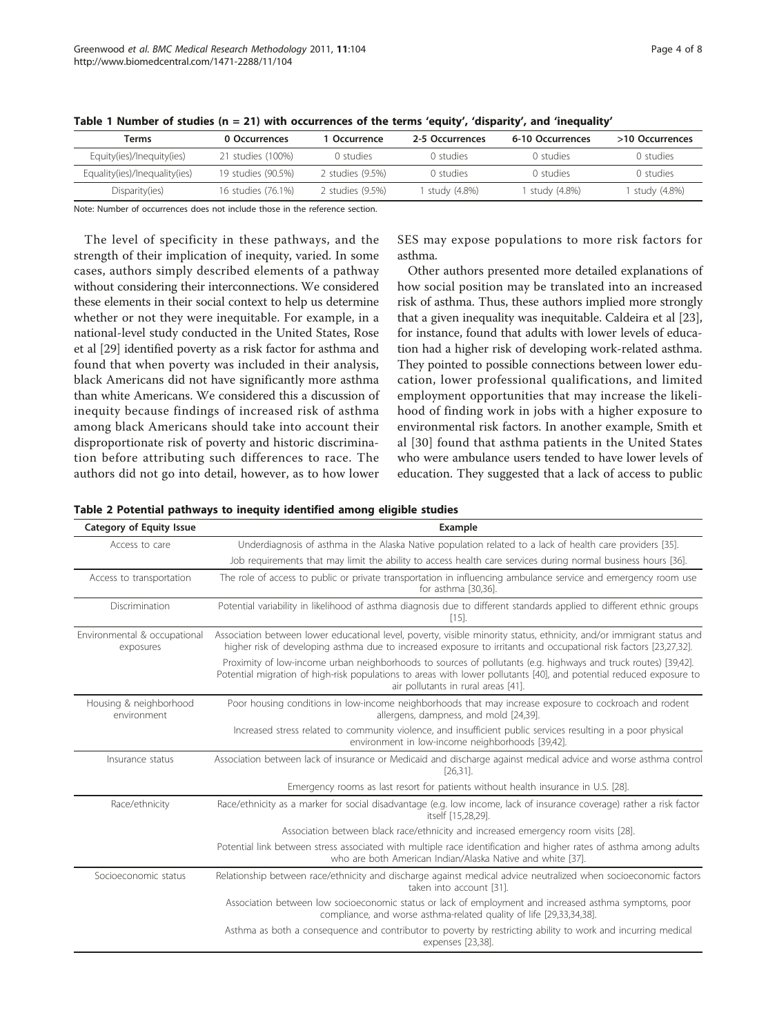**Table 1 Number of studies (n = 21) with occurrences of the terms 'equity', 'disparity', and 'inequality'**

| Terms | 0 Occurrences | 1 Occurrence | 2-5 Occurrences | 6-10 Occurrences | >10 Occurrences |
|---|---|---|---|---|---|
| Equity(ies)/Inequity(ies) | 21 studies (100%) | 0 studies | 0 studies | 0 studies | 0 studies |
| Equality(ies)/Inequality(ies) | 19 studies (90.5%) | 2 studies (9.5%) | 0 studies | 0 studies | 0 studies |
| Disparity(ies) | 16 studies (76.1%) | 2 studies (9.5%) | 1 study (4.8%) | 1 study (4.8%) | 1 study (4.8%) |

Note: Number of occurrences does not include those in the reference section.

The level of specificity in these pathways, and the strength of their implication of inequity, varied. In some cases, authors simply described elements of a pathway without considering their interconnections. We considered these elements in their social context to help us determine whether or not they were inequitable. For example, in a national-level study conducted in the United States, Rose et al [29] identified poverty as a risk factor for asthma and found that when poverty was included in their analysis, black Americans did not have significantly more asthma than white Americans. We considered this a discussion of inequity because findings of increased risk of asthma among black Americans should take into account their disproportionate risk of poverty and historic discrimination before attributing such differences to race. The authors did not go into detail, however, as to how lower SES may expose populations to more risk factors for asthma.

Other authors presented more detailed explanations of how social position may be translated into an increased risk of asthma. Thus, these authors implied more strongly that a given inequality was inequitable. Caldeira et al [23], for instance, found that adults with lower levels of education had a higher risk of developing work-related asthma. They pointed to possible connections between lower education, lower professional qualifications, and limited employment opportunities that may increase the likelihood of finding work in jobs with a higher exposure to environmental risk factors. In another example, Smith et al [30] found that asthma patients in the United States who were ambulance users tended to have lower levels of education. They suggested that a lack of access to public

**Table 2 Potential pathways to inequity identified among eligible studies**

| Category of Equity Issue | Example |
|---|---|
| Access to care | Underdiagnosis of asthma in the Alaska Native population related to a lack of health care providers [35]. |
| | Job requirements that may limit the ability to access health care services during normal business hours [36]. |
| Access to transportation | The role of access to public or private transportation in influencing ambulance service and emergency room use for asthma [30,36]. |
| Discrimination | Potential variability in likelihood of asthma diagnosis due to different standards applied to different ethnic groups [15]. |
| Environmental & occupational exposures | Association between lower educational level, poverty, visible minority status, ethnicity, and/or immigrant status and higher risk of developing asthma due to increased exposure to irritants and occupational risk factors [23,27,32]. |
| | Proximity of low-income urban neighborhoods to sources of pollutants (e.g. highways and truck routes) [39,42]. Potential migration of high-risk populations to areas with lower pollutants [40], and potential reduced exposure to air pollutants in rural areas [41]. |
| Housing & neighborhood environment | Poor housing conditions in low-income neighborhoods that may increase exposure to cockroach and rodent allergens, dampness, and mold [24,39]. |
| | Increased stress related to community violence, and insufficient public services resulting in a poor physical environment in low-income neighborhoods [39,42]. |
| Insurance status | Association between lack of insurance or Medicaid and discharge against medical advice and worse asthma control [26,31]. |
| | Emergency rooms as last resort for patients without health insurance in U.S. [28]. |
| Race/ethnicity | Race/ethnicity as a marker for social disadvantage (e.g. low income, lack of insurance coverage) rather a risk factor itself [15,28,29]. |
| | Association between black race/ethnicity and increased emergency room visits [28]. |
| | Potential link between stress associated with multiple race identification and higher rates of asthma among adults who are both American Indian/Alaska Native and white [37]. |
| Socioeconomic status | Relationship between race/ethnicity and discharge against medical advice neutralized when socioeconomic factors taken into account [31]. |
| | Association between low socioeconomic status or lack of employment and increased asthma symptoms, poor compliance, and worse asthma-related quality of life [29,33,34,38]. |
| | Asthma as both a consequence and contributor to poverty by restricting ability to work and incurring medical expenses [23,38]. |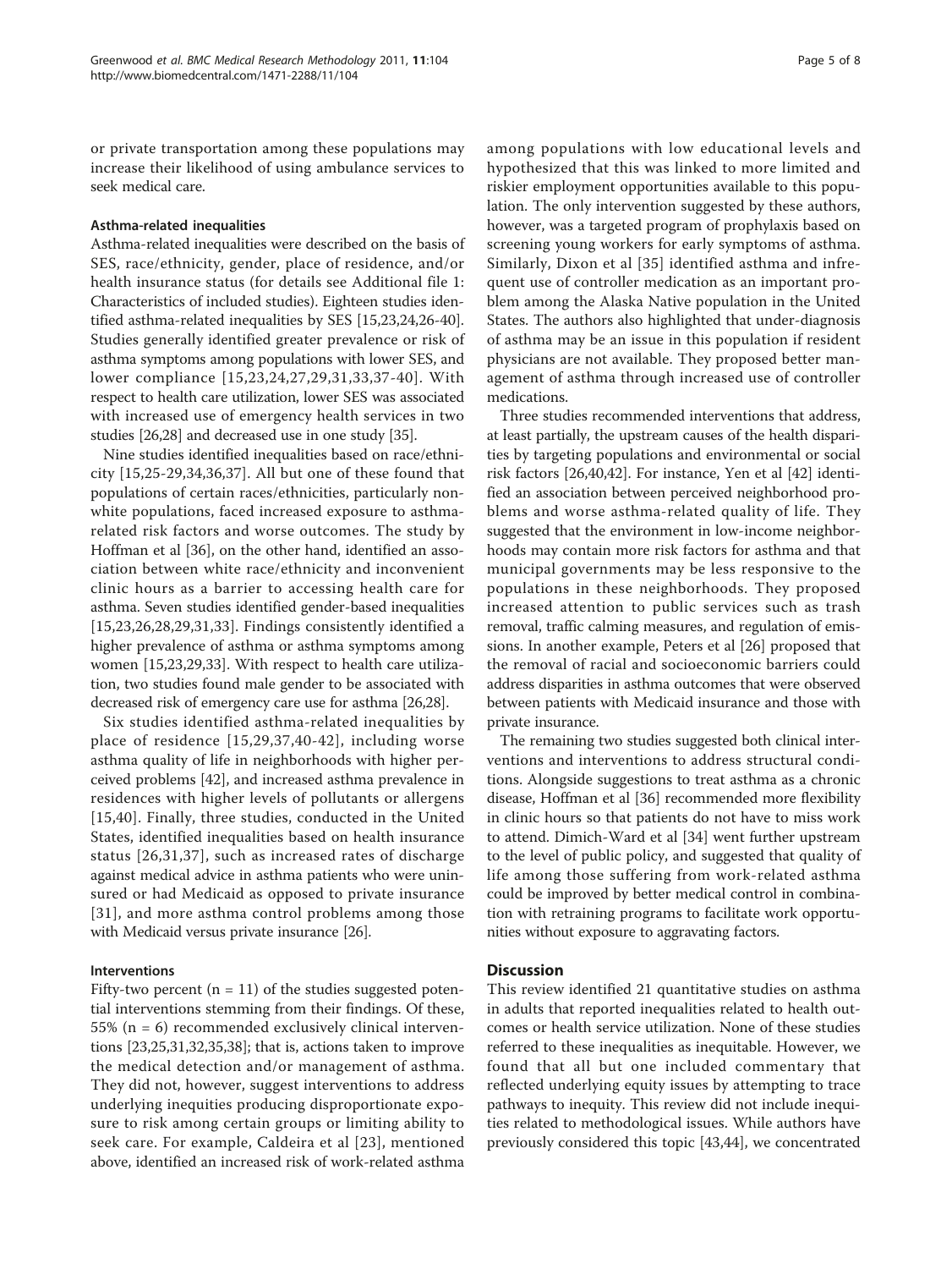or private transportation among these populations may increase their likelihood of using ambulance services to seek medical care.

#### Asthma-related inequalities

Asthma-related inequalities were described on the basis of SES, race/ethnicity, gender, place of residence, and/or health insurance status (for details see Additional file 1: Characteristics of included studies). Eighteen studies identified asthma-related inequalities by SES [15,23,24,26-40]. Studies generally identified greater prevalence or risk of asthma symptoms among populations with lower SES, and lower compliance [15,23,24,27,29,31,33,37-40]. With respect to health care utilization, lower SES was associated with increased use of emergency health services in two studies [26,28] and decreased use in one study [35].

Nine studies identified inequalities based on race/ethnicity [15,25-29,34,36,37]. All but one of these found that populations of certain races/ethnicities, particularly non-white populations, faced increased exposure to asthma-related risk factors and worse outcomes. The study by Hoffman et al [36], on the other hand, identified an association between white race/ethnicity and inconvenient clinic hours as a barrier to accessing health care for asthma. Seven studies identified gender-based inequalities [15,23,26,28,29,31,33]. Findings consistently identified a higher prevalence of asthma or asthma symptoms among women [15,23,29,33]. With respect to health care utilization, two studies found male gender to be associated with decreased risk of emergency care use for asthma [26,28].

Six studies identified asthma-related inequalities by place of residence [15,29,37,40-42], including worse asthma quality of life in neighborhoods with higher perceived problems [42], and increased asthma prevalence in residences with higher levels of pollutants or allergens [15,40]. Finally, three studies, conducted in the United States, identified inequalities based on health insurance status [26,31,37], such as increased rates of discharge against medical advice in asthma patients who were uninsured or had Medicaid as opposed to private insurance [31], and more asthma control problems among those with Medicaid versus private insurance [26].

#### Interventions

Fifty-two percent (n = 11) of the studies suggested potential interventions stemming from their findings. Of these, 55% (n = 6) recommended exclusively clinical interventions [23,25,31,32,35,38]; that is, actions taken to improve the medical detection and/or management of asthma. They did not, however, suggest interventions to address underlying inequities producing disproportionate exposure to risk among certain groups or limiting ability to seek care. For example, Caldeira et al [23], mentioned above, identified an increased risk of work-related asthma among populations with low educational levels and hypothesized that this was linked to more limited and riskier employment opportunities available to this population. The only intervention suggested by these authors, however, was a targeted program of prophylaxis based on screening young workers for early symptoms of asthma. Similarly, Dixon et al [35] identified asthma and infrequent use of controller medication as an important problem among the Alaska Native population in the United States. The authors also highlighted that under-diagnosis of asthma may be an issue in this population if resident physicians are not available. They proposed better management of asthma through increased use of controller medications.

Three studies recommended interventions that address, at least partially, the upstream causes of the health disparities by targeting populations and environmental or social risk factors [26,40,42]. For instance, Yen et al [42] identified an association between perceived neighborhood problems and worse asthma-related quality of life. They suggested that the environment in low-income neighborhoods may contain more risk factors for asthma and that municipal governments may be less responsive to the populations in these neighborhoods. They proposed increased attention to public services such as trash removal, traffic calming measures, and regulation of emissions. In another example, Peters et al [26] proposed that the removal of racial and socioeconomic barriers could address disparities in asthma outcomes that were observed between patients with Medicaid insurance and those with private insurance.

The remaining two studies suggested both clinical interventions and interventions to address structural conditions. Alongside suggestions to treat asthma as a chronic disease, Hoffman et al [36] recommended more flexibility in clinic hours so that patients do not have to miss work to attend. Dimich-Ward et al [34] went further upstream to the level of public policy, and suggested that quality of life among those suffering from work-related asthma could be improved by better medical control in combination with retraining programs to facilitate work opportunities without exposure to aggravating factors.

## Discussion

This review identified 21 quantitative studies on asthma in adults that reported inequalities related to health outcomes or health service utilization. None of these studies referred to these inequalities as inequitable. However, we found that all but one included commentary that reflected underlying equity issues by attempting to trace pathways to inequity. This review did not include inequities related to methodological issues. While authors have previously considered this topic [43,44], we concentrated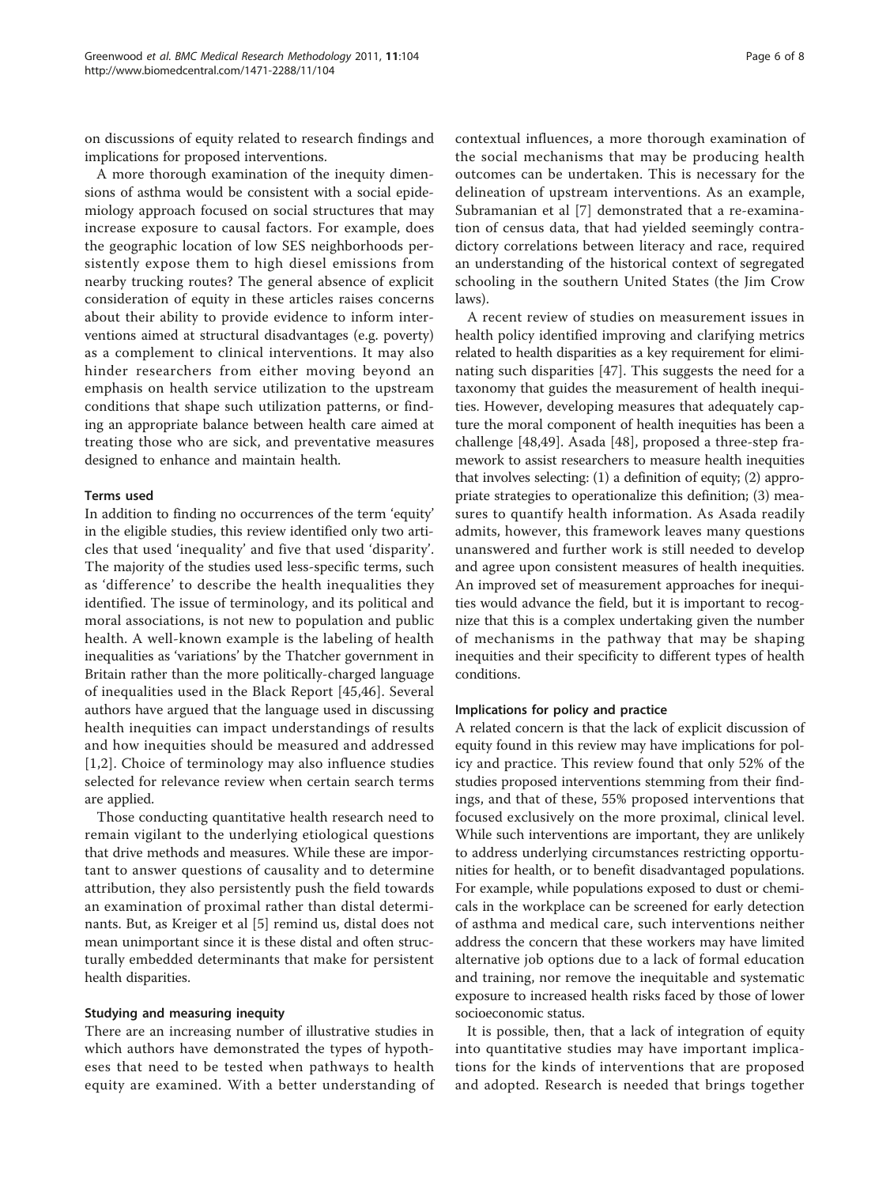on discussions of equity related to research findings and implications for proposed interventions.

A more thorough examination of the inequity dimensions of asthma would be consistent with a social epidemiology approach focused on social structures that may increase exposure to causal factors. For example, does the geographic location of low SES neighborhoods persistently expose them to high diesel emissions from nearby trucking routes? The general absence of explicit consideration of equity in these articles raises concerns about their ability to provide evidence to inform interventions aimed at structural disadvantages (e.g. poverty) as a complement to clinical interventions. It may also hinder researchers from either moving beyond an emphasis on health service utilization to the upstream conditions that shape such utilization patterns, or finding an appropriate balance between health care aimed at treating those who are sick, and preventative measures designed to enhance and maintain health.

### Terms used

In addition to finding no occurrences of the term 'equity' in the eligible studies, this review identified only two articles that used 'inequality' and five that used 'disparity'. The majority of the studies used less-specific terms, such as 'difference' to describe the health inequalities they identified. The issue of terminology, and its political and moral associations, is not new to population and public health. A well-known example is the labeling of health inequalities as 'variations' by the Thatcher government in Britain rather than the more politically-charged language of inequalities used in the Black Report [45,46]. Several authors have argued that the language used in discussing health inequities can impact understandings of results and how inequities should be measured and addressed [1,2]. Choice of terminology may also influence studies selected for relevance review when certain search terms are applied.

Those conducting quantitative health research need to remain vigilant to the underlying etiological questions that drive methods and measures. While these are important to answer questions of causality and to determine attribution, they also persistently push the field towards an examination of proximal rather than distal determinants. But, as Kreiger et al [5] remind us, distal does not mean unimportant since it is these distal and often structurally embedded determinants that make for persistent health disparities.

### Studying and measuring inequity

There are an increasing number of illustrative studies in which authors have demonstrated the types of hypotheses that need to be tested when pathways to health equity are examined. With a better understanding of contextual influences, a more thorough examination of the social mechanisms that may be producing health outcomes can be undertaken. This is necessary for the delineation of upstream interventions. As an example, Subramanian et al [7] demonstrated that a re-examination of census data, that had yielded seemingly contradictory correlations between literacy and race, required an understanding of the historical context of segregated schooling in the southern United States (the Jim Crow laws).

A recent review of studies on measurement issues in health policy identified improving and clarifying metrics related to health disparities as a key requirement for eliminating such disparities [47]. This suggests the need for a taxonomy that guides the measurement of health inequities. However, developing measures that adequately capture the moral component of health inequities has been a challenge [48,49]. Asada [48], proposed a three-step framework to assist researchers to measure health inequities that involves selecting: (1) a definition of equity; (2) appropriate strategies to operationalize this definition; (3) measures to quantify health information. As Asada readily admits, however, this framework leaves many questions unanswered and further work is still needed to develop and agree upon consistent measures of health inequities. An improved set of measurement approaches for inequities would advance the field, but it is important to recognize that this is a complex undertaking given the number of mechanisms in the pathway that may be shaping inequities and their specificity to different types of health conditions.

### Implications for policy and practice

A related concern is that the lack of explicit discussion of equity found in this review may have implications for policy and practice. This review found that only 52% of the studies proposed interventions stemming from their findings, and that of these, 55% proposed interventions that focused exclusively on the more proximal, clinical level. While such interventions are important, they are unlikely to address underlying circumstances restricting opportunities for health, or to benefit disadvantaged populations. For example, while populations exposed to dust or chemicals in the workplace can be screened for early detection of asthma and medical care, such interventions neither address the concern that these workers may have limited alternative job options due to a lack of formal education and training, nor remove the inequitable and systematic exposure to increased health risks faced by those of lower socioeconomic status.

It is possible, then, that a lack of integration of equity into quantitative studies may have important implications for the kinds of interventions that are proposed and adopted. Research is needed that brings together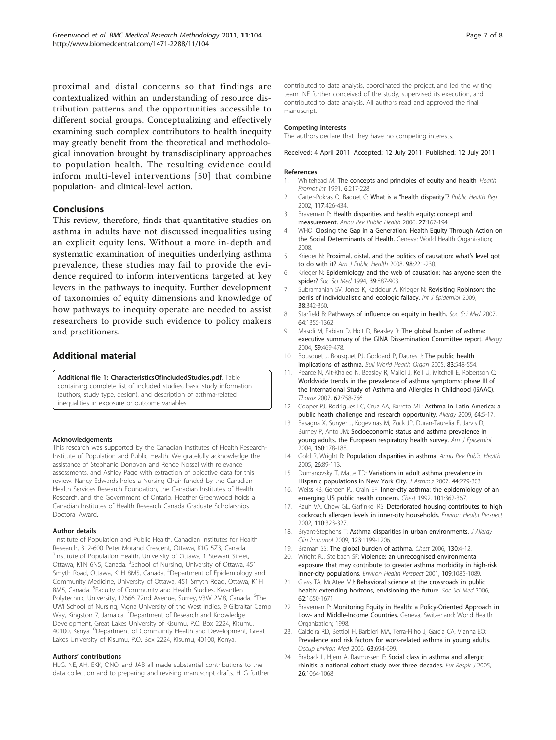proximal and distal concerns so that findings are contextualized within an understanding of resource distribution patterns and the opportunities accessible to different social groups. Conceptualizing and effectively examining such complex contributors to health inequity may greatly benefit from the theoretical and methodological innovation brought by transdisciplinary approaches to population health. The resulting evidence could inform multi-level interventions [50] that combine population- and clinical-level action.

## Conclusions

This review, therefore, finds that quantitative studies on asthma in adults have not discussed inequalities using an explicit equity lens. Without a more in-depth and systematic examination of inequities underlying asthma prevalence, these studies may fail to provide the evidence required to inform interventions targeted at key levers in the pathways to inequity. Further development of taxonomies of equity dimensions and knowledge of how pathways to inequity operate are needed to assist researchers to provide such evidence to policy makers and practitioners.

## Additional material

**Additional file 1: CharacteristicsOfIncludedStudies.pdf**. Table containing complete list of included studies, basic study information (authors, study type, design), and description of asthma-related inequalities in exposure or outcome variables.

#### Acknowledgements

This research was supported by the Canadian Institutes of Health Research-Institute of Population and Public Health. We gratefully acknowledge the assistance of Stephanie Donovan and Renée Nossal with relevance assessments, and Ashley Page with extraction of objective data for this review. Nancy Edwards holds a Nursing Chair funded by the Canadian Health Services Research Foundation, the Canadian Institutes of Health Research, and the Government of Ontario. Heather Greenwood holds a Canadian Institutes of Health Research Canada Graduate Scholarships Doctoral Award.

#### Author details

[1]Institute of Population and Public Health, Canadian Institutes for Health Research, 312-600 Peter Morand Crescent, Ottawa, K1G 5Z3, Canada. [2]Institute of Population Health, University of Ottawa, 1 Stewart Street, Ottawa, K1N 6N5, Canada. [3]School of Nursing, University of Ottawa, 451 Smyth Road, Ottawa, K1H 8M5, Canada. [4]Department of Epidemiology and Community Medicine, University of Ottawa, 451 Smyth Road, Ottawa, K1H 8M5, Canada. [5]Faculty of Community and Health Studies, Kwantlen Polytechnic University, 12666 72nd Avenue, Surrey, V3W 2M8, Canada. [6]The UWI School of Nursing, Mona University of the West Indies, 9 Gibraltar Camp Way, Kingston 7, Jamaica. [7]Department of Research and Knowledge Development, Great Lakes University of Kisumu, P.O. Box 2224, Kisumu, 40100, Kenya. [8]Department of Community Health and Development, Great Lakes University of Kisumu, P.O. Box 2224, Kisumu, 40100, Kenya.

#### Authors' contributions

HLG, NE, AH, EKK, ONO, and JAB all made substantial contributions to the data collection and to preparing and revising manuscript drafts. HLG further contributed to data analysis, coordinated the project, and led the writing team. NE further conceived of the study, supervised its execution, and contributed to data analysis. All authors read and approved the final manuscript.

#### Competing interests

The authors declare that they have no competing interests.

Received: 4 April 2011 Accepted: 12 July 2011 Published: 12 July 2011

#### References

1. Whitehead M: **The concepts and principles of equity and health.** *Health Promot Int* 1991, **6**:217-228.
2. Carter-Pokras O, Baquet C: **What is a "health disparity"?** *Public Health Rep* 2002, **117**:426-434.
3. Braveman P: **Health disparities and health equity: concept and measurement.** *Annu Rev Public Health* 2006, **27**:167-194.
4. WHO: **Closing the Gap in a Generation: Health Equity Through Action on the Social Determinants of Health.** Geneva: World Health Organization; 2008.
5. Krieger N: **Proximal, distal, and the politics of causation: what's level got to do with it?** *Am J Public Health* 2008, **98**:221-230.
6. Krieger N: **Epidemiology and the web of causation: has anyone seen the spider?** *Soc Sci Med* 1994, **39**:887-903.
7. Subramanian SV, Jones K, Kaddour A, Krieger N: **Revisiting Robinson: the perils of individualistic and ecologic fallacy.** *Int J Epidemiol* 2009, **38**:342-360.
8. Starfield B: **Pathways of influence on equity in health.** *Soc Sci Med* 2007, **64**:1355-1362.
9. Masoli M, Fabian D, Holt D, Beasley R: **The global burden of asthma: executive summary of the GINA Dissemination Committee report.** *Allergy* 2004, **59**:469-478.
10. Bousquet J, Bousquet PJ, Goddard P, Daures J: **The public health implications of asthma.** *Bull World Health Organ* 2005, **83**:548-554.
11. Pearce N, Ait-Khaled N, Beasley R, Mallol J, Keil U, Mitchell E, Robertson C: **Worldwide trends in the prevalence of asthma symptoms: phase III of the International Study of Asthma and Allergies in Childhood (ISAAC).** *Thorax* 2007, **62**:758-766.
12. Cooper PJ, Rodrigues LC, Cruz AA, Barreto ML: **Asthma in Latin America: a public health challenge and research opportunity.** *Allergy* 2009, **64**:5-17.
13. Basagna X, Sunyer J, Kogevinas M, Zock JP, Duran-Taurelia E, Jarvis D, Burney P, Anto JM: **Socioeconomic status and asthma prevalence in young adults. the European respiratory health survey.** *Am J Epidemiol* 2004, **160**:178-188.
14. Gold R, Wright R: **Population disparities in asthma.** *Annu Rev Public Health* 2005, **26**:89-113.
15. Dumanovsky T, Matte TD: **Variations in adult asthma prevalence in Hispanic populations in New York City.** *J Asthma* 2007, **44**:279-303.
16. Weiss KB, Gergen PJ, Crain EF: **Inner-city asthma: the epidemiology of an emerging US public health concern.** *Chest* 1992, **101**:362-367.
17. Rauh VA, Chew GL, Garfinkel RS: **Deteriorated housing contributes to high cockroach allergen levels in inner-city households.** *Environ Health Perspect* 2002, **110**:323-327.
18. Bryant-Stephens T: **Asthma disparities in urban environments.** *J Allergy Clin Immunol* 2009, **123**:1199-1206.
19. Braman SS: **The global burden of asthma.** *Chest* 2006, **130**:4-12.
20. Wright RJ, Steibach SF: **Violence: an unrecognised environmental exposure that may contribute to greater asthma morbidity in high-risk inner-city populations.** *Environ Health Perspect* 2001, **109**:1085-1089.
21. Glass TA, McAtee MJ: **Behavioral science at the crossroads in public health: extending horizons, envisioning the future.** *Soc Sci Med* 2006, **62**:1650-1671.
22. Braveman P: **Monitoring Equity in Health: a Policy-Oriented Approach in Low- and Middle-Income Countries.** Geneva, Switzerland: World Health Organization; 1998.
23. Caldeira RD, Bettiol H, Barbieri MA, Terra-Filho J, Garcia CA, Vianna EO: **Prevalence and risk factors for work-related asthma in young adults.** *Occup Environ Med* 2006, **63**:694-699.
24. Braback L, Hjern A, Rasmussen F: **Social class in asthma and allergic rhinitis: a national cohort study over three decades.** *Eur Respir J* 2005, **26**:1064-1068.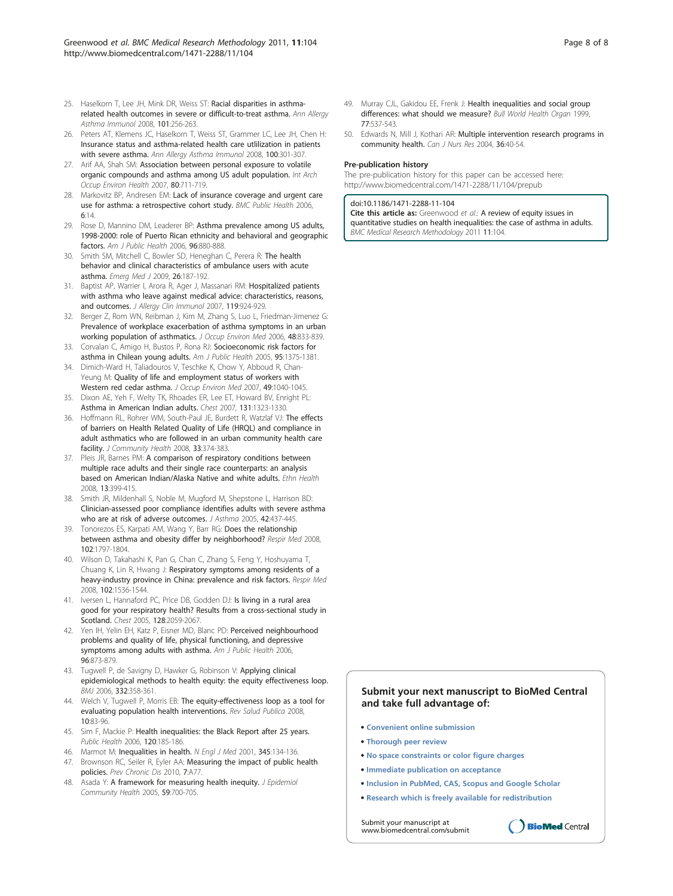25. Haselkorn T, Lee JH, Mink DR, Weiss ST: **Racial disparities in asthma-related health outcomes in severe or difficult-to-treat asthma.** *Ann Allergy Asthma Immunol* 2008, **101**:256-263.
26. Peters AT, Klemens JC, Haselkorn T, Weiss ST, Grammer LC, Lee JH, Chen H: **Insurance status and asthma-related health care utlilization in patients with severe asthma.** *Ann Allergy Asthma Immunol* 2008, **100**:301-307.
27. Arif AA, Shah SM: **Association between personal exposure to volatile organic compounds and asthma among US adult population.** *Int Arch Occup Environ Health* 2007, **80**:711-719.
28. Markovitz BP, Andresen EM: **Lack of insurance coverage and urgent care use for asthma: a retrospective cohort study.** *BMC Public Health* 2006, **6**:14.
29. Rose D, Mannino DM, Leaderer BP: **Asthma prevalence among US adults, 1998-2000: role of Puerto Rican ethnicity and behavioral and geographic factors.** *Am J Public Health* 2006, **96**:880-888.
30. Smith SM, Mitchell C, Bowler SD, Heneghan C, Perera R: **The health behavior and clinical characteristics of ambulance users with acute asthma.** *Emerg Med J* 2009, **26**:187-192.
31. Baptist AP, Warrier I, Arora R, Ager J, Massanari RM: **Hospitalized patients with asthma who leave against medical advice: characteristics, reasons, and outcomes.** *J Allergy Clin Immunol* 2007, **119**:924-929.
32. Berger Z, Rom WN, Reibman J, Kim M, Zhang S, Luo L, Friedman-Jimenez G: **Prevalence of workplace exacerbation of asthma symptoms in an urban working population of asthmatics.** *J Occup Environ Med* 2006, **48**:833-839.
33. Corvalan C, Amigo H, Bustos P, Rona RJ: **Socioeconomic risk factors for asthma in Chilean young adults.** *Am J Public Health* 2005, **95**:1375-1381.
34. Dimich-Ward H, Taliadouros V, Teschke K, Chow Y, Abboud R, Chan-Yeung M: **Quality of life and employment status of workers with Western red cedar asthma.** *J Occup Environ Med* 2007, **49**:1040-1045.
35. Dixon AE, Yeh F, Welty TK, Rhoades ER, Lee ET, Howard BV, Enright PL: **Asthma in American Indian adults.** *Chest* 2007, **131**:1323-1330.
36. Hoffmann RL, Rohrer WM, South-Paul JE, Burdett R, Watzlaf VJ: **The effects of barriers on Health Related Quality of Life (HRQL) and compliance in adult asthmatics who are followed in an urban community health care facility.** *J Community Health* 2008, **33**:374-383.
37. Pleis JR, Barnes PM: **A comparison of respiratory conditions between multiple race adults and their single race counterparts: an analysis based on American Indian/Alaska Native and white adults.** *Ethn Health* 2008, **13**:399-415.
38. Smith JR, Mildenhall S, Noble M, Mugford M, Shepstone L, Harrison BD: **Clinician-assessed poor compliance identifies adults with severe asthma who are at risk of adverse outcomes.** *J Asthma* 2005, **42**:437-445.
39. Tonorezos ES, Karpati AM, Wang Y, Barr RG: **Does the relationship between asthma and obesity differ by neighborhood?** *Respir Med* 2008, **102**:1797-1804.
40. Wilson D, Takahashi K, Pan G, Chan C, Zhang S, Feng Y, Hoshuyama T, Chuang K, Lin R, Hwang J: **Respiratory symptoms among residents of a heavy-industry province in China: prevalence and risk factors.** *Respir Med* 2008, **102**:1536-1544.
41. Iversen L, Hannaford PC, Price DB, Godden DJ: **Is living in a rural area good for your respiratory health? Results from a cross-sectional study in Scotland.** *Chest* 2005, **128**:2059-2067.
42. Yen IH, Yelin EH, Katz P, Eisner MD, Blanc PD: **Perceived neighbourhood problems and quality of life, physical functioning, and depressive symptoms among adults with asthma.** *Am J Public Health* 2006, **96**:873-879.
43. Tugwell P, de Savigny D, Hawker G, Robinson V: **Applying clinical epidemiological methods to health equity: the equity effectiveness loop.** *BMJ* 2006, **332**:358-361.
44. Welch V, Tugwell P, Morris EB: **The equity-effectiveness loop as a tool for evaluating population health interventions.** *Rev Salud Publica* 2008, **10**:83-96.
45. Sim F, Mackie P: **Health inequalities: the Black Report after 25 years.** *Public Health* 2006, **120**:185-186.
46. Marmot M: **Inequalities in health.** *N Engl J Med* 2001, **345**:134-136.
47. Brownson RC, Seiler R, Eyler AA: **Measuring the impact of public health policies.** *Prev Chronic Dis* 2010, **7**:A77.
48. Asada Y: **A framework for measuring health inequity.** *J Epidemiol Community Health* 2005, **59**:700-705.
49. Murray CJL, Gakidou EE, Frenk J: **Health inequalities and social group differences: what should we measure?** *Bull World Health Organ* 1999, **77**:537-543.
50. Edwards N, Mill J, Kothari AR: **Multiple intervention research programs in community health.** *Can J Nurs Res* 2004, **36**:40-54.

### Pre-publication history

The pre-publication history for this paper can be accessed here:
http://www.biomedcentral.com/1471-2288/11/104/prepub

doi:10.1186/1471-2288-11-104

**Cite this article as:** Greenwood *et al.*: A review of equity issues in quantitative studies on health inequalities: the case of asthma in adults. *BMC Medical Research Methodology* 2011 **11**:104.

**Submit your next manuscript to BioMed Central and take full advantage of:**

- **Convenient online submission**
- **Thorough peer review**
- **No space constraints or color figure charges**
- **Immediate publication on acceptance**
- **Inclusion in PubMed, CAS, Scopus and Google Scholar**
- **Research which is freely available for redistribution**

Submit your manuscript at
www.biomedcentral.com/submit

BioMed Central